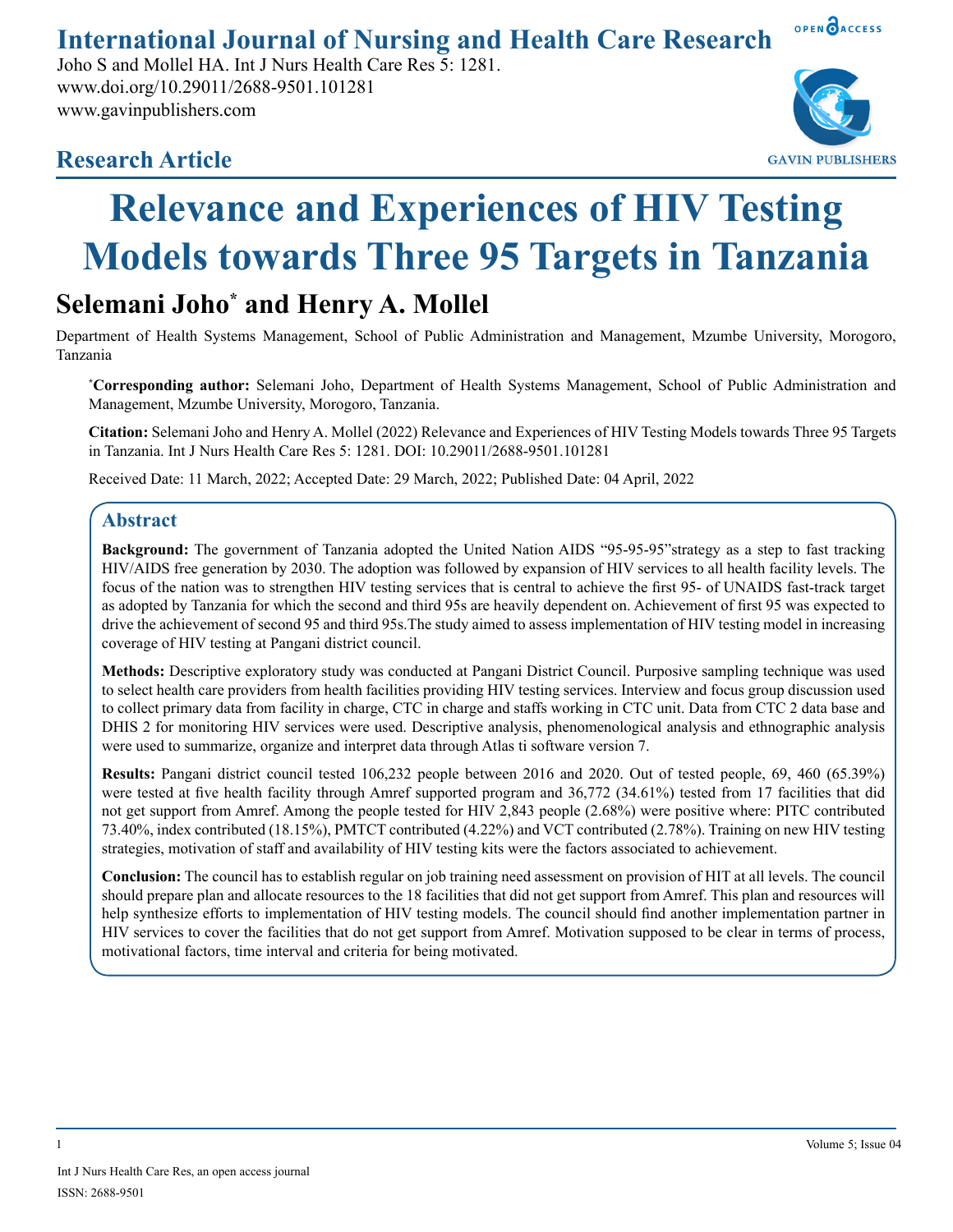# International Journal of Nursing and Health Care Research

Joho S and Mollel HA. Int J Nurs Health Care Res 5: 1281.
www.doi.org/10.29011/2688-9501.101281
www.gavinpublishers.com

## Research Article

# Relevance and Experiences of HIV Testing Models towards Three 95 Targets in Tanzania

## Selemani Joho* and Henry A. Mollel

Department of Health Systems Management, School of Public Administration and Management, Mzumbe University, Morogoro, Tanzania

***Corresponding author:** Selemani Joho, Department of Health Systems Management, School of Public Administration and Management, Mzumbe University, Morogoro, Tanzania.

**Citation:** Selemani Joho and Henry A. Mollel (2022) Relevance and Experiences of HIV Testing Models towards Three 95 Targets in Tanzania. Int J Nurs Health Care Res 5: 1281. DOI: 10.29011/2688-9501.101281

Received Date: 11 March, 2022; Accepted Date: 29 March, 2022; Published Date: 04 April, 2022

## Abstract

**Background:** The government of Tanzania adopted the United Nation AIDS "95-95-95"strategy as a step to fast tracking HIV/AIDS free generation by 2030. The adoption was followed by expansion of HIV services to all health facility levels. The focus of the nation was to strengthen HIV testing services that is central to achieve the first 95- of UNAIDS fast-track target as adopted by Tanzania for which the second and third 95s are heavily dependent on. Achievement of first 95 was expected to drive the achievement of second 95 and third 95s.The study aimed to assess implementation of HIV testing model in increasing coverage of HIV testing at Pangani district council.

**Methods:** Descriptive exploratory study was conducted at Pangani District Council. Purposive sampling technique was used to select health care providers from health facilities providing HIV testing services. Interview and focus group discussion used to collect primary data from facility in charge, CTC in charge and staffs working in CTC unit. Data from CTC 2 data base and DHIS 2 for monitoring HIV services were used. Descriptive analysis, phenomenological analysis and ethnographic analysis were used to summarize, organize and interpret data through Atlas ti software version 7.

**Results:** Pangani district council tested 106,232 people between 2016 and 2020. Out of tested people, 69, 460 (65.39%) were tested at five health facility through Amref supported program and 36,772 (34.61%) tested from 17 facilities that did not get support from Amref. Among the people tested for HIV 2,843 people (2.68%) were positive where: PITC contributed 73.40%, index contributed (18.15%), PMTCT contributed (4.22%) and VCT contributed (2.78%). Training on new HIV testing strategies, motivation of staff and availability of HIV testing kits were the factors associated to achievement.

**Conclusion:** The council has to establish regular on job training need assessment on provision of HIT at all levels. The council should prepare plan and allocate resources to the 18 facilities that did not get support from Amref. This plan and resources will help synthesize efforts to implementation of HIV testing models. The council should find another implementation partner in HIV services to cover the facilities that do not get support from Amref. Motivation supposed to be clear in terms of process, motivational factors, time interval and criteria for being motivated.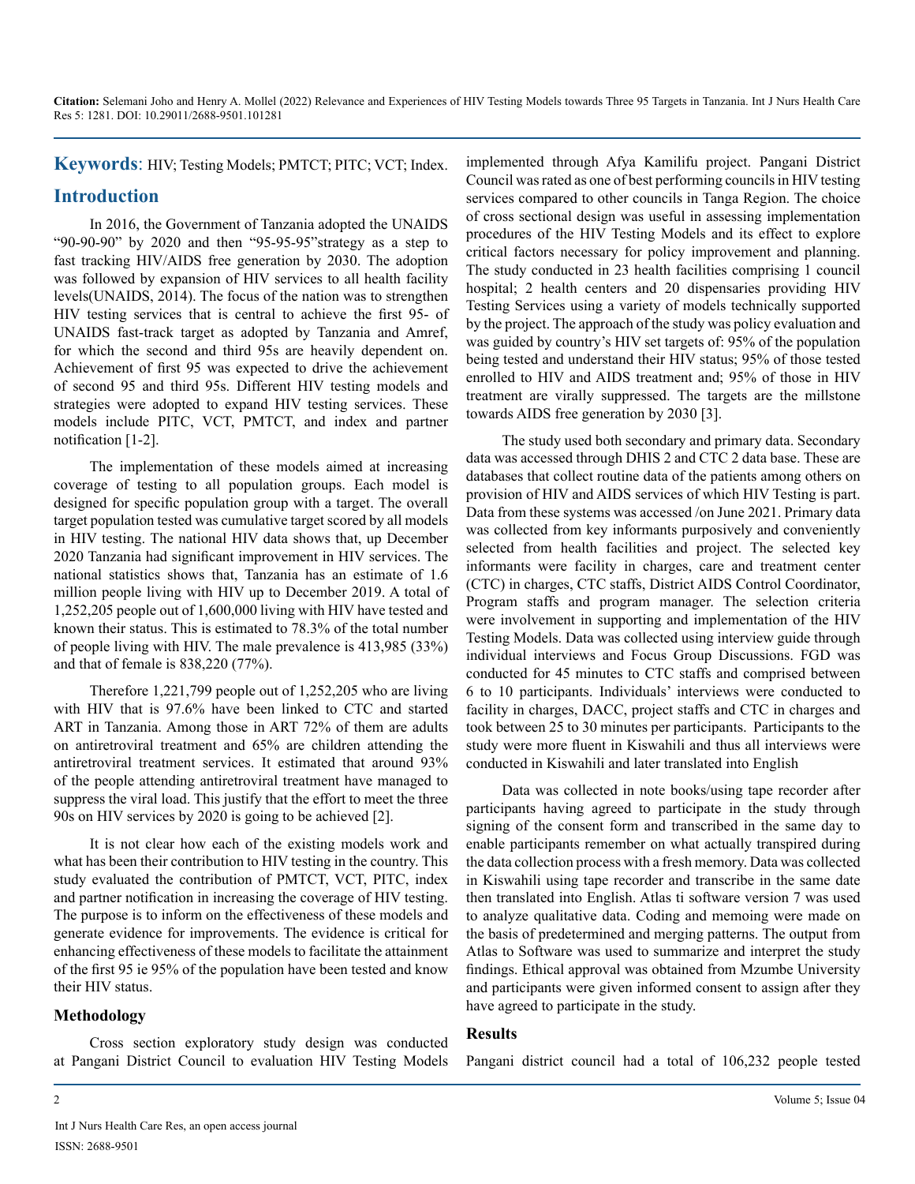**Keywords**: HIV; Testing Models; PMTCT; PITC; VCT; Index.

## Introduction

In 2016, the Government of Tanzania adopted the UNAIDS "90-90-90" by 2020 and then "95-95-95"strategy as a step to fast tracking HIV/AIDS free generation by 2030. The adoption was followed by expansion of HIV services to all health facility levels(UNAIDS, 2014). The focus of the nation was to strengthen HIV testing services that is central to achieve the first 95- of UNAIDS fast-track target as adopted by Tanzania and Amref, for which the second and third 95s are heavily dependent on. Achievement of first 95 was expected to drive the achievement of second 95 and third 95s. Different HIV testing models and strategies were adopted to expand HIV testing services. These models include PITC, VCT, PMTCT, and index and partner notification [1-2].

The implementation of these models aimed at increasing coverage of testing to all population groups. Each model is designed for specific population group with a target. The overall target population tested was cumulative target scored by all models in HIV testing. The national HIV data shows that, up December 2020 Tanzania had significant improvement in HIV services. The national statistics shows that, Tanzania has an estimate of 1.6 million people living with HIV up to December 2019. A total of 1,252,205 people out of 1,600,000 living with HIV have tested and known their status. This is estimated to 78.3% of the total number of people living with HIV. The male prevalence is 413,985 (33%) and that of female is 838,220 (77%).

Therefore 1,221,799 people out of 1,252,205 who are living with HIV that is 97.6% have been linked to CTC and started ART in Tanzania. Among those in ART 72% of them are adults on antiretroviral treatment and 65% are children attending the antiretroviral treatment services. It estimated that around 93% of the people attending antiretroviral treatment have managed to suppress the viral load. This justify that the effort to meet the three 90s on HIV services by 2020 is going to be achieved [2].

It is not clear how each of the existing models work and what has been their contribution to HIV testing in the country. This study evaluated the contribution of PMTCT, VCT, PITC, index and partner notification in increasing the coverage of HIV testing. The purpose is to inform on the effectiveness of these models and generate evidence for improvements. The evidence is critical for enhancing effectiveness of these models to facilitate the attainment of the first 95 ie 95% of the population have been tested and know their HIV status.

### Methodology

Cross section exploratory study design was conducted at Pangani District Council to evaluation HIV Testing Models implemented through Afya Kamilifu project. Pangani District Council was rated as one of best performing councils in HIV testing services compared to other councils in Tanga Region. The choice of cross sectional design was useful in assessing implementation procedures of the HIV Testing Models and its effect to explore critical factors necessary for policy improvement and planning. The study conducted in 23 health facilities comprising 1 council hospital; 2 health centers and 20 dispensaries providing HIV Testing Services using a variety of models technically supported by the project. The approach of the study was policy evaluation and was guided by country's HIV set targets of: 95% of the population being tested and understand their HIV status; 95% of those tested enrolled to HIV and AIDS treatment and; 95% of those in HIV treatment are virally suppressed. The targets are the millstone towards AIDS free generation by 2030 [3].

The study used both secondary and primary data. Secondary data was accessed through DHIS 2 and CTC 2 data base. These are databases that collect routine data of the patients among others on provision of HIV and AIDS services of which HIV Testing is part. Data from these systems was accessed /on June 2021. Primary data was collected from key informants purposively and conveniently selected from health facilities and project. The selected key informants were facility in charges, care and treatment center (CTC) in charges, CTC staffs, District AIDS Control Coordinator, Program staffs and program manager. The selection criteria were involvement in supporting and implementation of the HIV Testing Models. Data was collected using interview guide through individual interviews and Focus Group Discussions. FGD was conducted for 45 minutes to CTC staffs and comprised between 6 to 10 participants. Individuals' interviews were conducted to facility in charges, DACC, project staffs and CTC in charges and took between 25 to 30 minutes per participants. Participants to the study were more fluent in Kiswahili and thus all interviews were conducted in Kiswahili and later translated into English

Data was collected in note books/using tape recorder after participants having agreed to participate in the study through signing of the consent form and transcribed in the same day to enable participants remember on what actually transpired during the data collection process with a fresh memory. Data was collected in Kiswahili using tape recorder and transcribe in the same date then translated into English. Atlas ti software version 7 was used to analyze qualitative data. Coding and memoing were made on the basis of predetermined and merging patterns. The output from Atlas to Software was used to summarize and interpret the study findings. Ethical approval was obtained from Mzumbe University and participants were given informed consent to assign after they have agreed to participate in the study.

### Results

Pangani district council had a total of 106,232 people tested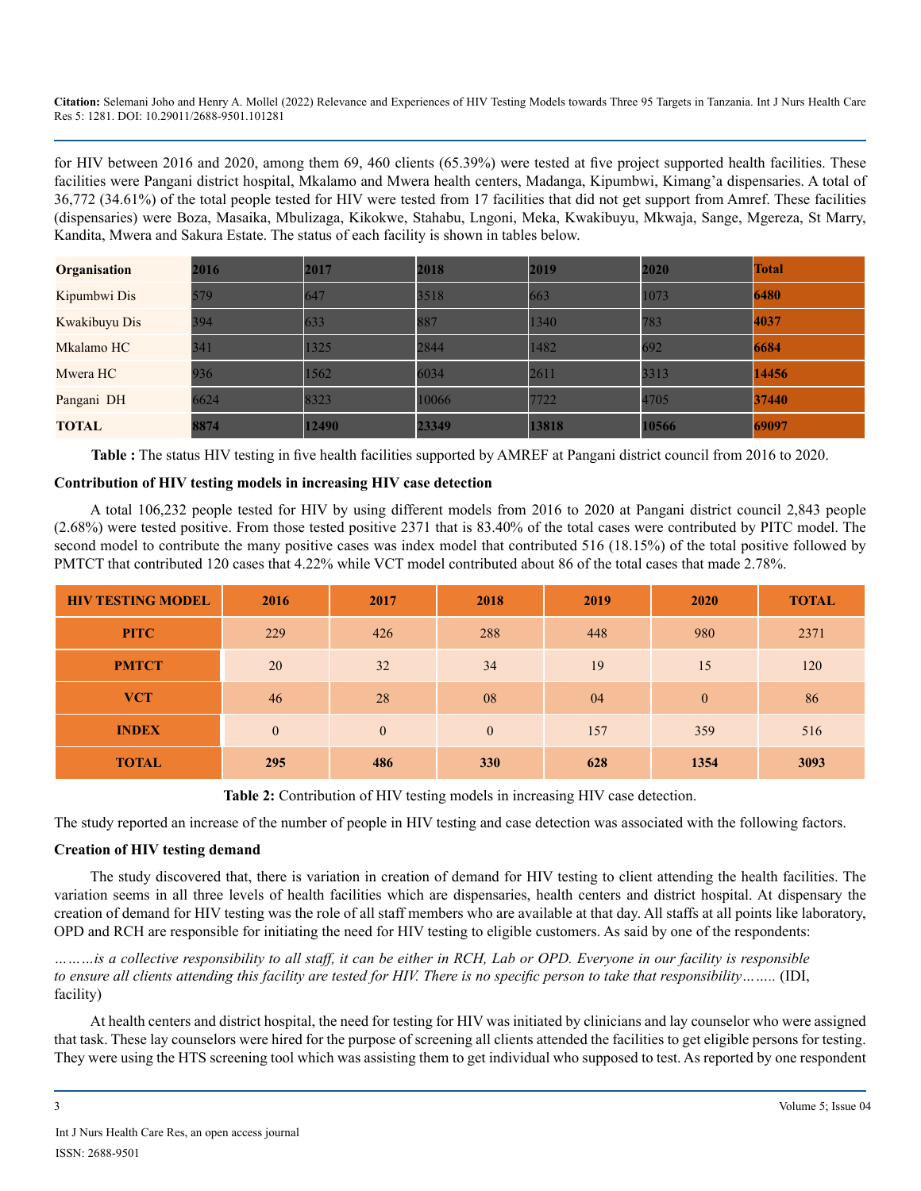for HIV between 2016 and 2020, among them 69, 460 clients (65.39%) were tested at five project supported health facilities. These facilities were Pangani district hospital, Mkalamo and Mwera health centers, Madanga, Kipumbwi, Kimang'a dispensaries. A total of 36,772 (34.61%) of the total people tested for HIV were tested from 17 facilities that did not get support from Amref. These facilities (dispensaries) were Boza, Masaika, Mbulizaga, Kikokwe, Stahabu, Lngoni, Meka, Kwakibuyu, Mkwaja, Sange, Mgereza, St Marry, Kandita, Mwera and Sakura Estate. The status of each facility is shown in tables below.

| Organisation | 2016 | 2017 | 2018 | 2019 | 2020 | Total |
|---|---|---|---|---|---|---|
| Kipumbwi Dis | 579 | 647 | 3518 | 663 | 1073 | **6480** |
| Kwakibuyu Dis | 394 | 633 | 887 | 1340 | 783 | **4037** |
| Mkalamo HC | 341 | 1325 | 2844 | 1482 | 692 | **6684** |
| Mwera HC | 936 | 1562 | 6034 | 2611 | 3313 | **14456** |
| Pangani DH | 6624 | 8323 | 10066 | 7722 | 4705 | **37440** |
| **TOTAL** | **8874** | **12490** | **23349** | **13818** | **10566** | **69097** |

**Table :** The status HIV testing in five health facilities supported by AMREF at Pangani district council from 2016 to 2020.

### Contribution of HIV testing models in increasing HIV case detection

A total 106,232 people tested for HIV by using different models from 2016 to 2020 at Pangani district council 2,843 people (2.68%) were tested positive. From those tested positive 2371 that is 83.40% of the total cases were contributed by PITC model. The second model to contribute the many positive cases was index model that contributed 516 (18.15%) of the total positive followed by PMTCT that contributed 120 cases that 4.22% while VCT model contributed about 86 of the total cases that made 2.78%.

| HIV TESTING MODEL | 2016 | 2017 | 2018 | 2019 | 2020 | TOTAL |
|---|---|---|---|---|---|---|
| **PITC** | 229 | 426 | 288 | 448 | 980 | 2371 |
| **PMTCT** | 20 | 32 | 34 | 19 | 15 | 120 |
| **VCT** | 46 | 28 | 08 | 04 | 0 | 86 |
| **INDEX** | 0 | 0 | 0 | 157 | 359 | 516 |
| **TOTAL** | **295** | **486** | **330** | **628** | **1354** | **3093** |

**Table 2:** Contribution of HIV testing models in increasing HIV case detection.

The study reported an increase of the number of people in HIV testing and case detection was associated with the following factors.

### Creation of HIV testing demand

The study discovered that, there is variation in creation of demand for HIV testing to client attending the health facilities. The variation seems in all three levels of health facilities which are dispensaries, health centers and district hospital. At dispensary the creation of demand for HIV testing was the role of all staff members who are available at that day. All staffs at all points like laboratory, OPD and RCH are responsible for initiating the need for HIV testing to eligible customers. As said by one of the respondents:

*………is a collective responsibility to all staff, it can be either in RCH, Lab or OPD. Everyone in our facility is responsible to ensure all clients attending this facility are tested for HIV. There is no specific person to take that responsibility……..* (IDI, facility)

At health centers and district hospital, the need for testing for HIV was initiated by clinicians and lay counselor who were assigned that task. These lay counselors were hired for the purpose of screening all clients attended the facilities to get eligible persons for testing. They were using the HTS screening tool which was assisting them to get individual who supposed to test. As reported by one respondent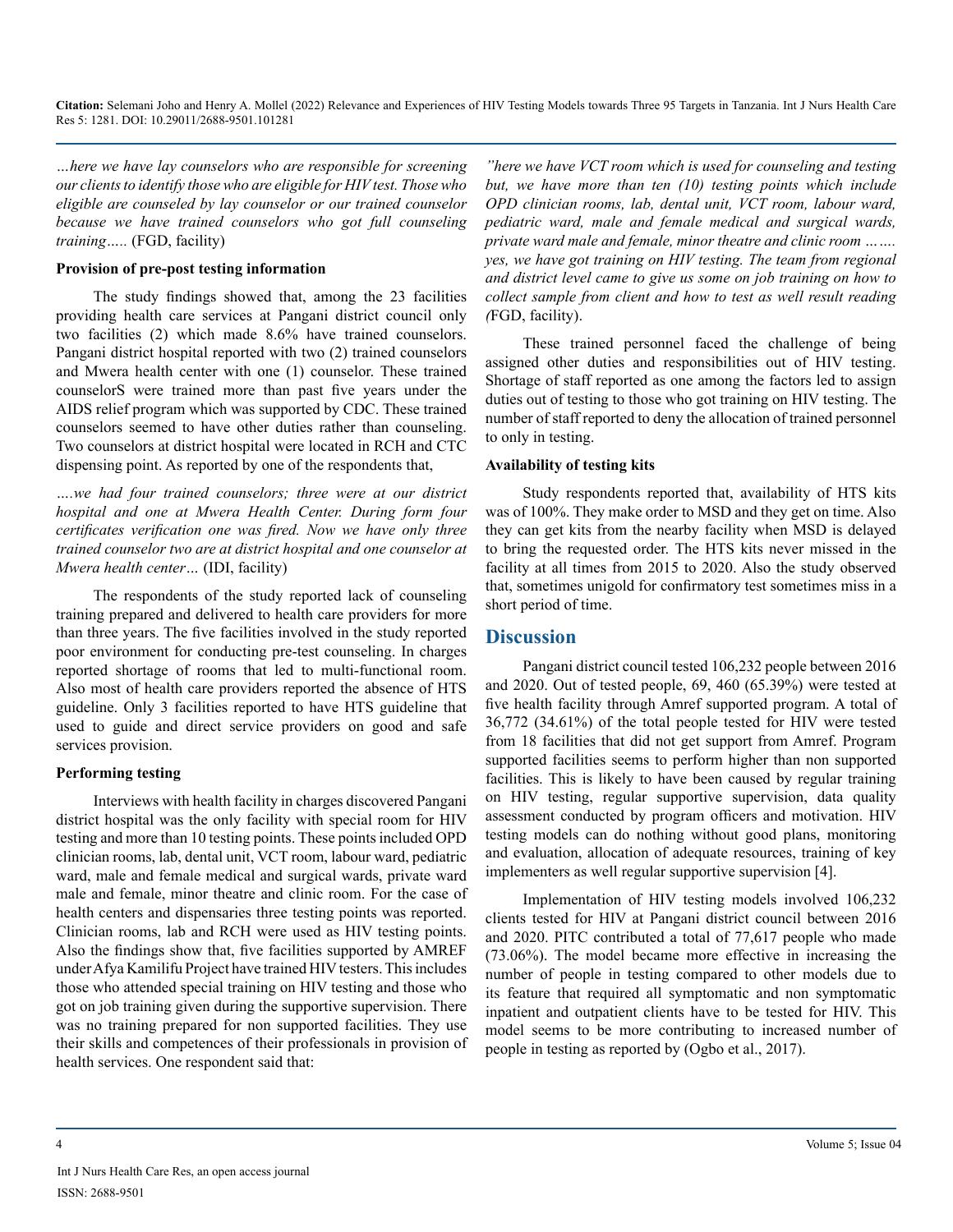*…here we have lay counselors who are responsible for screening our clients to identify those who are eligible for HIV test. Those who eligible are counseled by lay counselor or our trained counselor because we have trained counselors who got full counseling training…..* (FGD, facility)

**Provision of pre-post testing information**

The study findings showed that, among the 23 facilities providing health care services at Pangani district council only two facilities (2) which made 8.6% have trained counselors. Pangani district hospital reported with two (2) trained counselors and Mwera health center with one (1) counselor. These trained counselorS were trained more than past five years under the AIDS relief program which was supported by CDC. These trained counselors seemed to have other duties rather than counseling. Two counselors at district hospital were located in RCH and CTC dispensing point. As reported by one of the respondents that,

*….we had four trained counselors; three were at our district hospital and one at Mwera Health Center. During form four certificates verification one was fired. Now we have only three trained counselor two are at district hospital and one counselor at Mwera health center…* (IDI, facility)

The respondents of the study reported lack of counseling training prepared and delivered to health care providers for more than three years. The five facilities involved in the study reported poor environment for conducting pre-test counseling. In charges reported shortage of rooms that led to multi-functional room. Also most of health care providers reported the absence of HTS guideline. Only 3 facilities reported to have HTS guideline that used to guide and direct service providers on good and safe services provision.

**Performing testing**

Interviews with health facility in charges discovered Pangani district hospital was the only facility with special room for HIV testing and more than 10 testing points. These points included OPD clinician rooms, lab, dental unit, VCT room, labour ward, pediatric ward, male and female medical and surgical wards, private ward male and female, minor theatre and clinic room. For the case of health centers and dispensaries three testing points was reported. Clinician rooms, lab and RCH were used as HIV testing points. Also the findings show that, five facilities supported by AMREF under Afya Kamilifu Project have trained HIV testers. This includes those who attended special training on HIV testing and those who got on job training given during the supportive supervision. There was no training prepared for non supported facilities. They use their skills and competences of their professionals in provision of health services. One respondent said that:

*"here we have VCT room which is used for counseling and testing but, we have more than ten (10) testing points which include OPD clinician rooms, lab, dental unit, VCT room, labour ward, pediatric ward, male and female medical and surgical wards, private ward male and female, minor theatre and clinic room ……. yes, we have got training on HIV testing. The team from regional and district level came to give us some on job training on how to collect sample from client and how to test as well result reading (*FGD, facility).

These trained personnel faced the challenge of being assigned other duties and responsibilities out of HIV testing. Shortage of staff reported as one among the factors led to assign duties out of testing to those who got training on HIV testing. The number of staff reported to deny the allocation of trained personnel to only in testing.

**Availability of testing kits**

Study respondents reported that, availability of HTS kits was of 100%. They make order to MSD and they get on time. Also they can get kits from the nearby facility when MSD is delayed to bring the requested order. The HTS kits never missed in the facility at all times from 2015 to 2020. Also the study observed that, sometimes unigold for confirmatory test sometimes miss in a short period of time.

## Discussion

Pangani district council tested 106,232 people between 2016 and 2020. Out of tested people, 69, 460 (65.39%) were tested at five health facility through Amref supported program. A total of 36,772 (34.61%) of the total people tested for HIV were tested from 18 facilities that did not get support from Amref. Program supported facilities seems to perform higher than non supported facilities. This is likely to have been caused by regular training on HIV testing, regular supportive supervision, data quality assessment conducted by program officers and motivation. HIV testing models can do nothing without good plans, monitoring and evaluation, allocation of adequate resources, training of key implementers as well regular supportive supervision [4].

Implementation of HIV testing models involved 106,232 clients tested for HIV at Pangani district council between 2016 and 2020. PITC contributed a total of 77,617 people who made (73.06%). The model became more effective in increasing the number of people in testing compared to other models due to its feature that required all symptomatic and non symptomatic inpatient and outpatient clients have to be tested for HIV. This model seems to be more contributing to increased number of people in testing as reported by (Ogbo et al., 2017).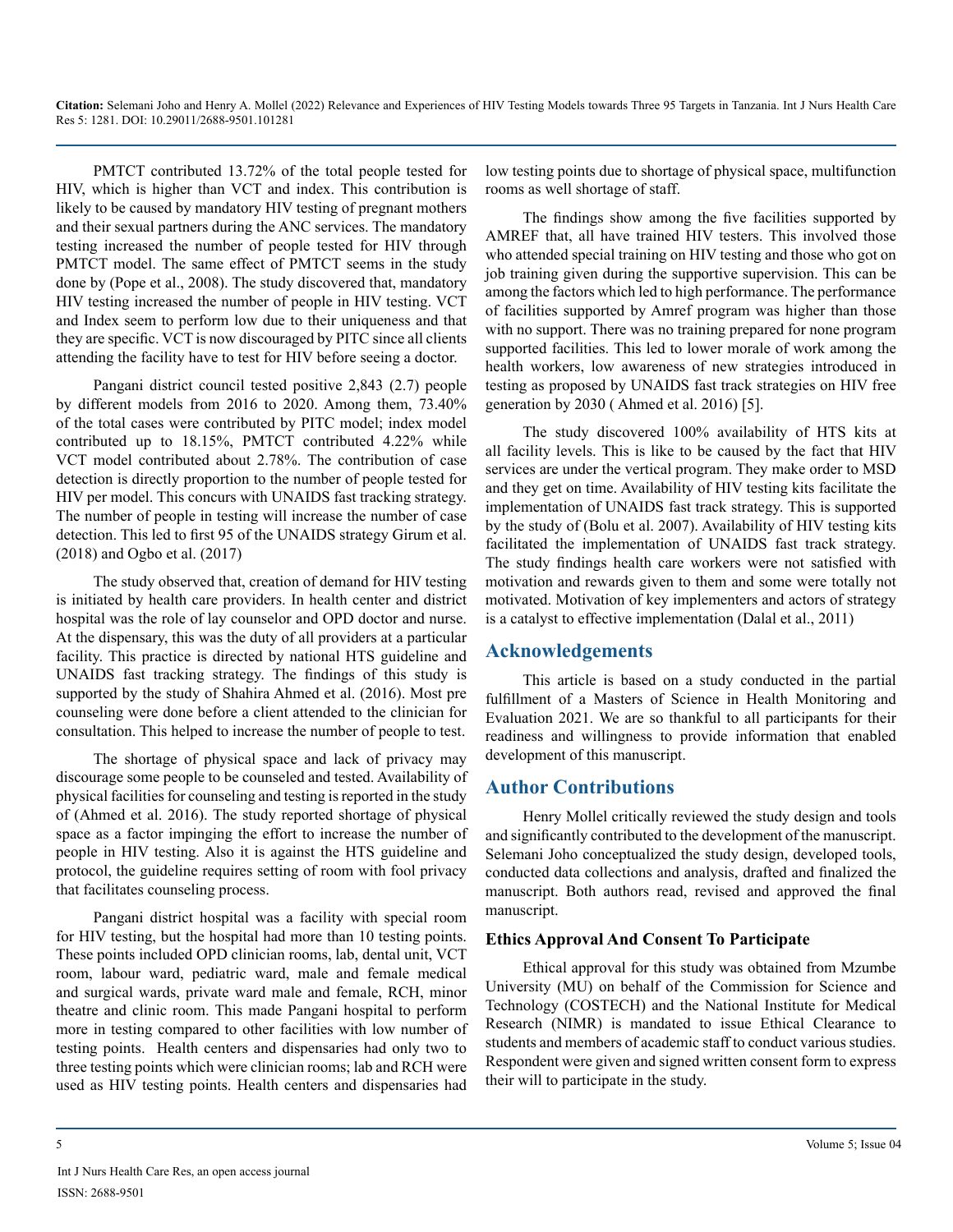PMTCT contributed 13.72% of the total people tested for HIV, which is higher than VCT and index. This contribution is likely to be caused by mandatory HIV testing of pregnant mothers and their sexual partners during the ANC services. The mandatory testing increased the number of people tested for HIV through PMTCT model. The same effect of PMTCT seems in the study done by (Pope et al., 2008). The study discovered that, mandatory HIV testing increased the number of people in HIV testing. VCT and Index seem to perform low due to their uniqueness and that they are specific. VCT is now discouraged by PITC since all clients attending the facility have to test for HIV before seeing a doctor.

Pangani district council tested positive 2,843 (2.7) people by different models from 2016 to 2020. Among them, 73.40% of the total cases were contributed by PITC model; index model contributed up to 18.15%, PMTCT contributed 4.22% while VCT model contributed about 2.78%. The contribution of case detection is directly proportion to the number of people tested for HIV per model. This concurs with UNAIDS fast tracking strategy. The number of people in testing will increase the number of case detection. This led to first 95 of the UNAIDS strategy Girum et al. (2018) and Ogbo et al. (2017)

The study observed that, creation of demand for HIV testing is initiated by health care providers. In health center and district hospital was the role of lay counselor and OPD doctor and nurse. At the dispensary, this was the duty of all providers at a particular facility. This practice is directed by national HTS guideline and UNAIDS fast tracking strategy. The findings of this study is supported by the study of Shahira Ahmed et al. (2016). Most pre counseling were done before a client attended to the clinician for consultation. This helped to increase the number of people to test.

The shortage of physical space and lack of privacy may discourage some people to be counseled and tested. Availability of physical facilities for counseling and testing is reported in the study of (Ahmed et al. 2016). The study reported shortage of physical space as a factor impinging the effort to increase the number of people in HIV testing. Also it is against the HTS guideline and protocol, the guideline requires setting of room with fool privacy that facilitates counseling process.

Pangani district hospital was a facility with special room for HIV testing, but the hospital had more than 10 testing points. These points included OPD clinician rooms, lab, dental unit, VCT room, labour ward, pediatric ward, male and female medical and surgical wards, private ward male and female, RCH, minor theatre and clinic room. This made Pangani hospital to perform more in testing compared to other facilities with low number of testing points. Health centers and dispensaries had only two to three testing points which were clinician rooms; lab and RCH were used as HIV testing points. Health centers and dispensaries had low testing points due to shortage of physical space, multifunction rooms as well shortage of staff.

The findings show among the five facilities supported by AMREF that, all have trained HIV testers. This involved those who attended special training on HIV testing and those who got on job training given during the supportive supervision. This can be among the factors which led to high performance. The performance of facilities supported by Amref program was higher than those with no support. There was no training prepared for none program supported facilities. This led to lower morale of work among the health workers, low awareness of new strategies introduced in testing as proposed by UNAIDS fast track strategies on HIV free generation by 2030 ( Ahmed et al. 2016) [5].

The study discovered 100% availability of HTS kits at all facility levels. This is like to be caused by the fact that HIV services are under the vertical program. They make order to MSD and they get on time. Availability of HIV testing kits facilitate the implementation of UNAIDS fast track strategy. This is supported by the study of (Bolu et al. 2007). Availability of HIV testing kits facilitated the implementation of UNAIDS fast track strategy. The study findings health care workers were not satisfied with motivation and rewards given to them and some were totally not motivated. Motivation of key implementers and actors of strategy is a catalyst to effective implementation (Dalal et al., 2011)

## Acknowledgements

This article is based on a study conducted in the partial fulfillment of a Masters of Science in Health Monitoring and Evaluation 2021. We are so thankful to all participants for their readiness and willingness to provide information that enabled development of this manuscript.

## Author Contributions

Henry Mollel critically reviewed the study design and tools and significantly contributed to the development of the manuscript. Selemani Joho conceptualized the study design, developed tools, conducted data collections and analysis, drafted and finalized the manuscript. Both authors read, revised and approved the final manuscript.

### Ethics Approval And Consent To Participate

Ethical approval for this study was obtained from Mzumbe University (MU) on behalf of the Commission for Science and Technology (COSTECH) and the National Institute for Medical Research (NIMR) is mandated to issue Ethical Clearance to students and members of academic staff to conduct various studies. Respondent were given and signed written consent form to express their will to participate in the study.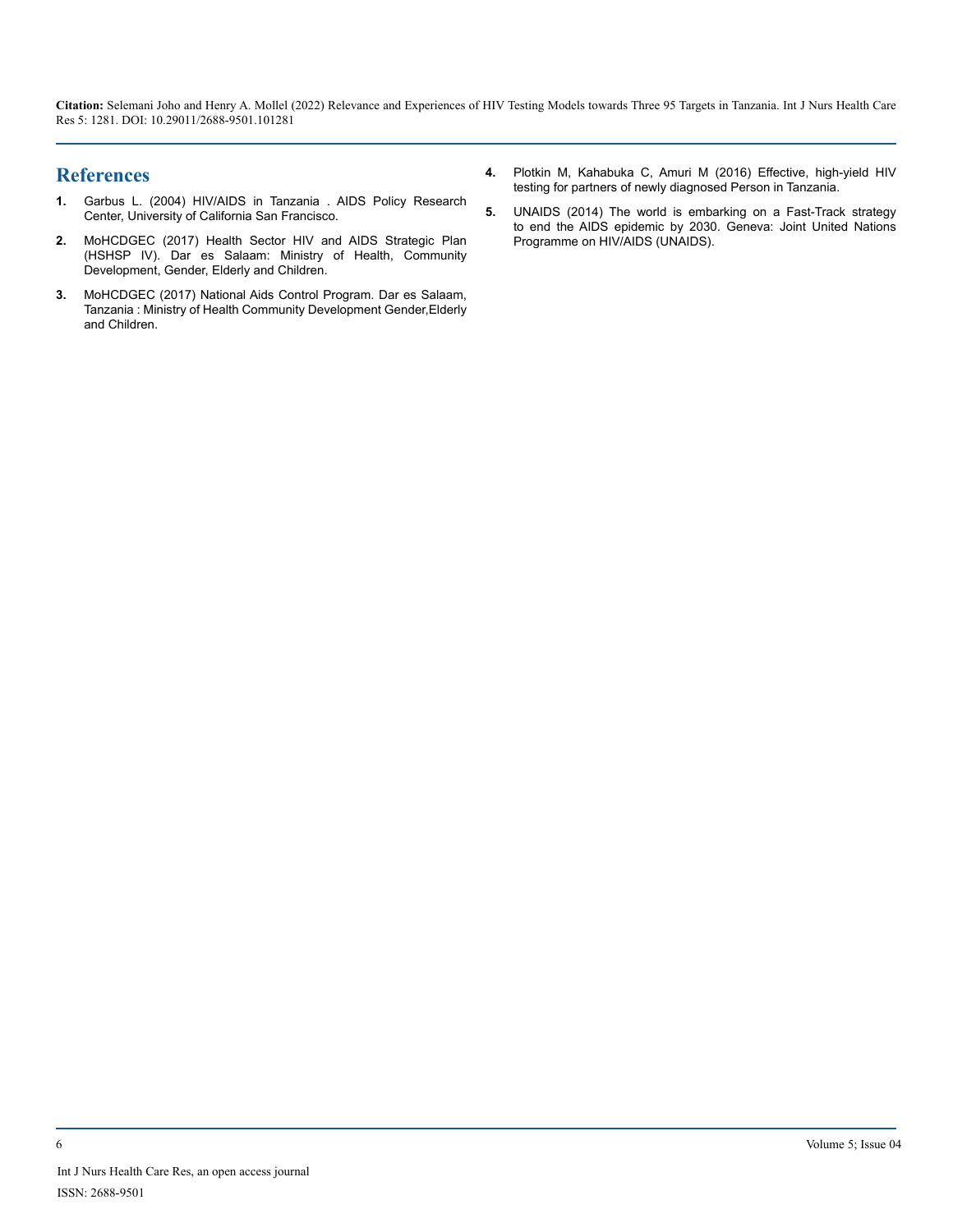## References

1. Garbus L. (2004) HIV/AIDS in Tanzania . AIDS Policy Research Center, University of California San Francisco.

2. MoHCDGEC (2017) Health Sector HIV and AIDS Strategic Plan (HSHSP IV). Dar es Salaam: Ministry of Health, Community Development, Gender, Elderly and Children.

3. MoHCDGEC (2017) National Aids Control Program. Dar es Salaam, Tanzania : Ministry of Health Community Development Gender,Elderly and Children.

4. Plotkin M, Kahabuka C, Amuri M (2016) Effective, high-yield HIV testing for partners of newly diagnosed Person in Tanzania.

5. UNAIDS (2014) The world is embarking on a Fast-Track strategy to end the AIDS epidemic by 2030. Geneva: Joint United Nations Programme on HIV/AIDS (UNAIDS).